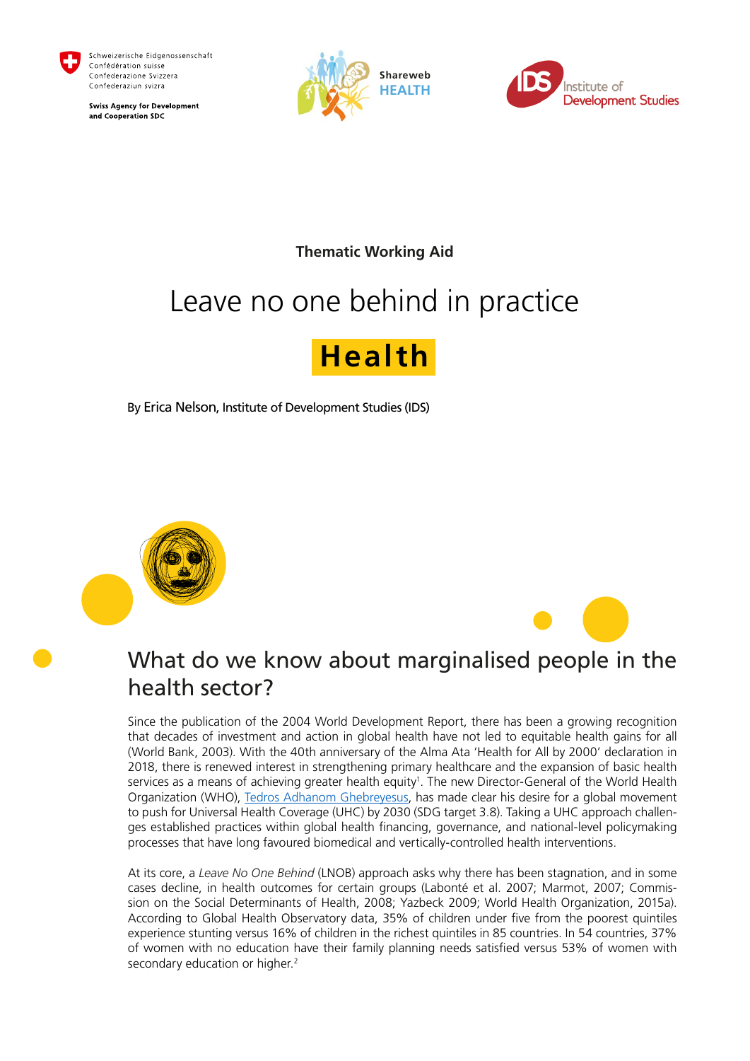Schweizerische Eidgenossenschaft
Confédération suisse
Confederazione Svizzera
Confederaziun svizra

**Swiss Agency for Development and Cooperation SDC**

Shareweb HEALTH

Institute of Development Studies

**Thematic Working Aid**

# Leave no one behind in practice

# Health

By Erica Nelson, Institute of Development Studies (IDS)

## What do we know about marginalised people in the health sector?

Since the publication of the 2004 World Development Report, there has been a growing recognition that decades of investment and action in global health have not led to equitable health gains for all (World Bank, 2003). With the 40th anniversary of the Alma Ata 'Health for All by 2000' declaration in 2018, there is renewed interest in strengthening primary healthcare and the expansion of basic health services as a means of achieving greater health equity[1]. The new Director-General of the World Health Organization (WHO), [Tedros Adhanom Ghebreyesus](), has made clear his desire for a global movement to push for Universal Health Coverage (UHC) by 2030 (SDG target 3.8). Taking a UHC approach challenges established practices within global health financing, governance, and national-level policymaking processes that have long favoured biomedical and vertically-controlled health interventions.

At its core, a *Leave No One Behind* (LNOB) approach asks why there has been stagnation, and in some cases decline, in health outcomes for certain groups (Labonté et al. 2007; Marmot, 2007; Commission on the Social Determinants of Health, 2008; Yazbeck 2009; World Health Organization, 2015a). According to Global Health Observatory data, 35% of children under five from the poorest quintiles experience stunting versus 16% of children in the richest quintiles in 85 countries. In 54 countries, 37% of women with no education have their family planning needs satisfied versus 53% of women with secondary education or higher.[2]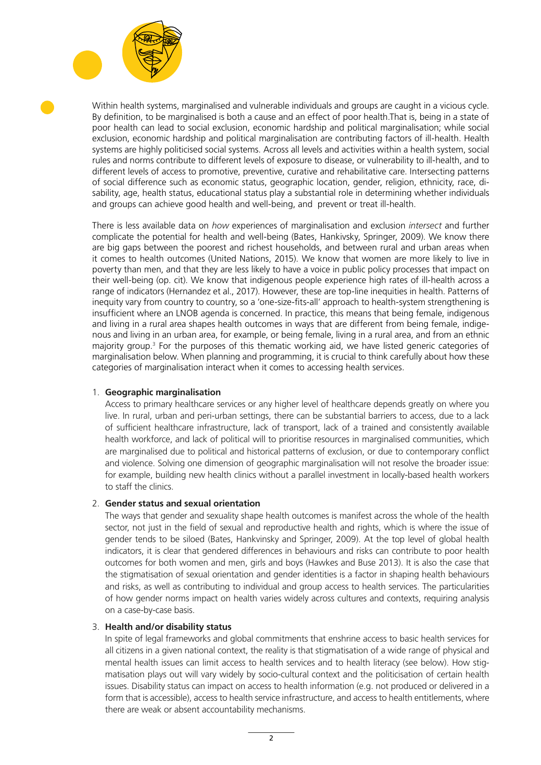Within health systems, marginalised and vulnerable individuals and groups are caught in a vicious cycle. By definition, to be marginalised is both a cause and an effect of poor health.That is, being in a state of poor health can lead to social exclusion, economic hardship and political marginalisation; while social exclusion, economic hardship and political marginalisation are contributing factors of ill-health. Health systems are highly politicised social systems. Across all levels and activities within a health system, social rules and norms contribute to different levels of exposure to disease, or vulnerability to ill-health, and to different levels of access to promotive, preventive, curative and rehabilitative care. Intersecting patterns of social difference such as economic status, geographic location, gender, religion, ethnicity, race, disability, age, health status, educational status play a substantial role in determining whether individuals and groups can achieve good health and well-being, and prevent or treat ill-health.

There is less available data on *how* experiences of marginalisation and exclusion *intersect* and further complicate the potential for health and well-being (Bates, Hankivsky, Springer, 2009). We know there are big gaps between the poorest and richest households, and between rural and urban areas when it comes to health outcomes (United Nations, 2015). We know that women are more likely to live in poverty than men, and that they are less likely to have a voice in public policy processes that impact on their well-being (op. cit). We know that indigenous people experience high rates of ill-health across a range of indicators (Hernandez et al., 2017). However, these are top-line inequities in health. Patterns of inequity vary from country to country, so a 'one-size-fits-all' approach to health-system strengthening is insufficient where an LNOB agenda is concerned. In practice, this means that being female, indigenous and living in a rural area shapes health outcomes in ways that are different from being female, indigenous and living in an urban area, for example, or being female, living in a rural area, and from an ethnic majority group.[3] For the purposes of this thematic working aid, we have listed generic categories of marginalisation below. When planning and programming, it is crucial to think carefully about how these categories of marginalisation interact when it comes to accessing health services.

1. **Geographic marginalisation**

   Access to primary healthcare services or any higher level of healthcare depends greatly on where you live. In rural, urban and peri-urban settings, there can be substantial barriers to access, due to a lack of sufficient healthcare infrastructure, lack of transport, lack of a trained and consistently available health workforce, and lack of political will to prioritise resources in marginalised communities, which are marginalised due to political and historical patterns of exclusion, or due to contemporary conflict and violence. Solving one dimension of geographic marginalisation will not resolve the broader issue: for example, building new health clinics without a parallel investment in locally-based health workers to staff the clinics.

2. **Gender status and sexual orientation**

   The ways that gender and sexuality shape health outcomes is manifest across the whole of the health sector, not just in the field of sexual and reproductive health and rights, which is where the issue of gender tends to be siloed (Bates, Hankvinsky and Springer, 2009). At the top level of global health indicators, it is clear that gendered differences in behaviours and risks can contribute to poor health outcomes for both women and men, girls and boys (Hawkes and Buse 2013). It is also the case that the stigmatisation of sexual orientation and gender identities is a factor in shaping health behaviours and risks, as well as contributing to individual and group access to health services. The particularities of how gender norms impact on health varies widely across cultures and contexts, requiring analysis on a case-by-case basis.

3. **Health and/or disability status**

   In spite of legal frameworks and global commitments that enshrine access to basic health services for all citizens in a given national context, the reality is that stigmatisation of a wide range of physical and mental health issues can limit access to health services and to health literacy (see below). How stigmatisation plays out will vary widely by socio-cultural context and the politicisation of certain health issues. Disability status can impact on access to health information (e.g. not produced or delivered in a form that is accessible), access to health service infrastructure, and access to health entitlements, where there are weak or absent accountability mechanisms.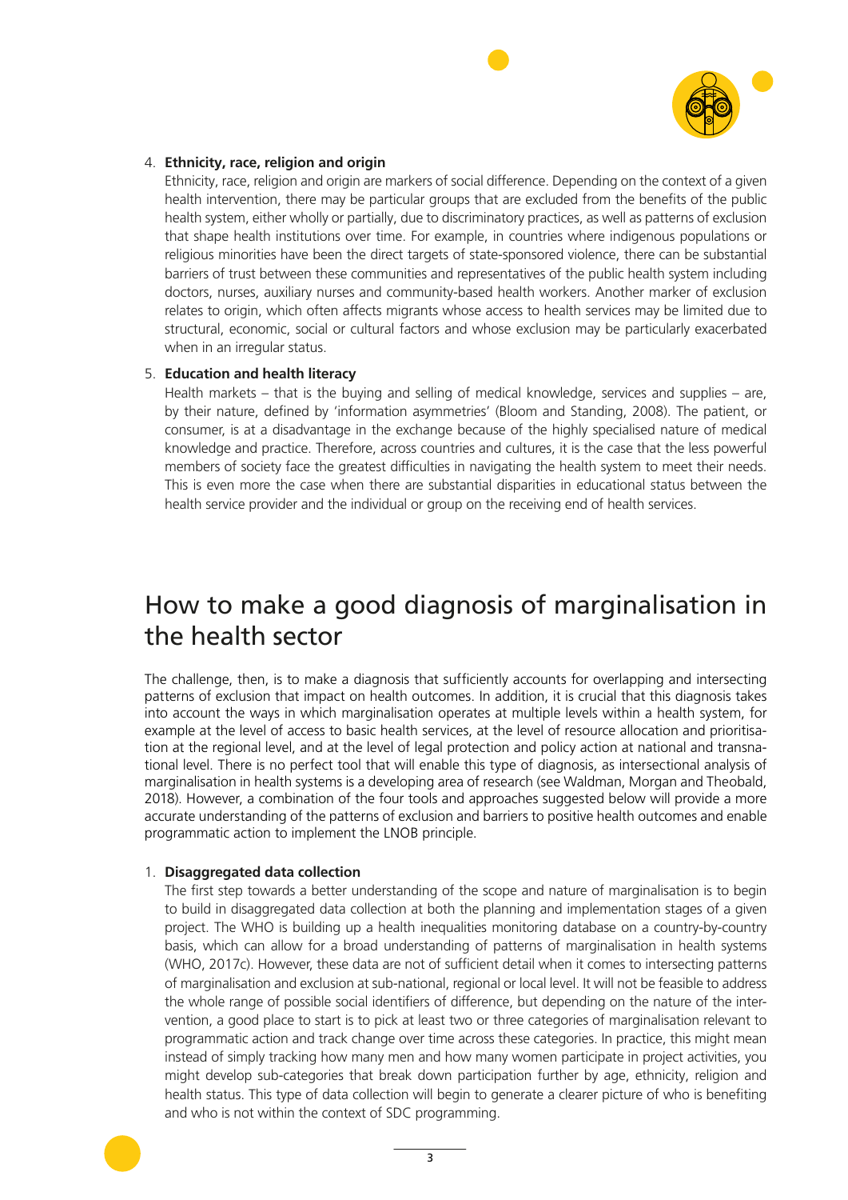4. **Ethnicity, race, religion and origin**
   Ethnicity, race, religion and origin are markers of social difference. Depending on the context of a given health intervention, there may be particular groups that are excluded from the benefits of the public health system, either wholly or partially, due to discriminatory practices, as well as patterns of exclusion that shape health institutions over time. For example, in countries where indigenous populations or religious minorities have been the direct targets of state-sponsored violence, there can be substantial barriers of trust between these communities and representatives of the public health system including doctors, nurses, auxiliary nurses and community-based health workers. Another marker of exclusion relates to origin, which often affects migrants whose access to health services may be limited due to structural, economic, social or cultural factors and whose exclusion may be particularly exacerbated when in an irregular status.

5. **Education and health literacy**
   Health markets – that is the buying and selling of medical knowledge, services and supplies – are, by their nature, defined by 'information asymmetries' (Bloom and Standing, 2008). The patient, or consumer, is at a disadvantage in the exchange because of the highly specialised nature of medical knowledge and practice. Therefore, across countries and cultures, it is the case that the less powerful members of society face the greatest difficulties in navigating the health system to meet their needs. This is even more the case when there are substantial disparities in educational status between the health service provider and the individual or group on the receiving end of health services.

# How to make a good diagnosis of marginalisation in the health sector

The challenge, then, is to make a diagnosis that sufficiently accounts for overlapping and intersecting patterns of exclusion that impact on health outcomes. In addition, it is crucial that this diagnosis takes into account the ways in which marginalisation operates at multiple levels within a health system, for example at the level of access to basic health services, at the level of resource allocation and prioritisation at the regional level, and at the level of legal protection and policy action at national and transnational level. There is no perfect tool that will enable this type of diagnosis, as intersectional analysis of marginalisation in health systems is a developing area of research (see Waldman, Morgan and Theobald, 2018). However, a combination of the four tools and approaches suggested below will provide a more accurate understanding of the patterns of exclusion and barriers to positive health outcomes and enable programmatic action to implement the LNOB principle.

1. **Disaggregated data collection**
   The first step towards a better understanding of the scope and nature of marginalisation is to begin to build in disaggregated data collection at both the planning and implementation stages of a given project. The WHO is building up a health inequalities monitoring database on a country-by-country basis, which can allow for a broad understanding of patterns of marginalisation in health systems (WHO, 2017c). However, these data are not of sufficient detail when it comes to intersecting patterns of marginalisation and exclusion at sub-national, regional or local level. It will not be feasible to address the whole range of possible social identifiers of difference, but depending on the nature of the intervention, a good place to start is to pick at least two or three categories of marginalisation relevant to programmatic action and track change over time across these categories. In practice, this might mean instead of simply tracking how many men and how many women participate in project activities, you might develop sub-categories that break down participation further by age, ethnicity, religion and health status. This type of data collection will begin to generate a clearer picture of who is benefiting and who is not within the context of SDC programming.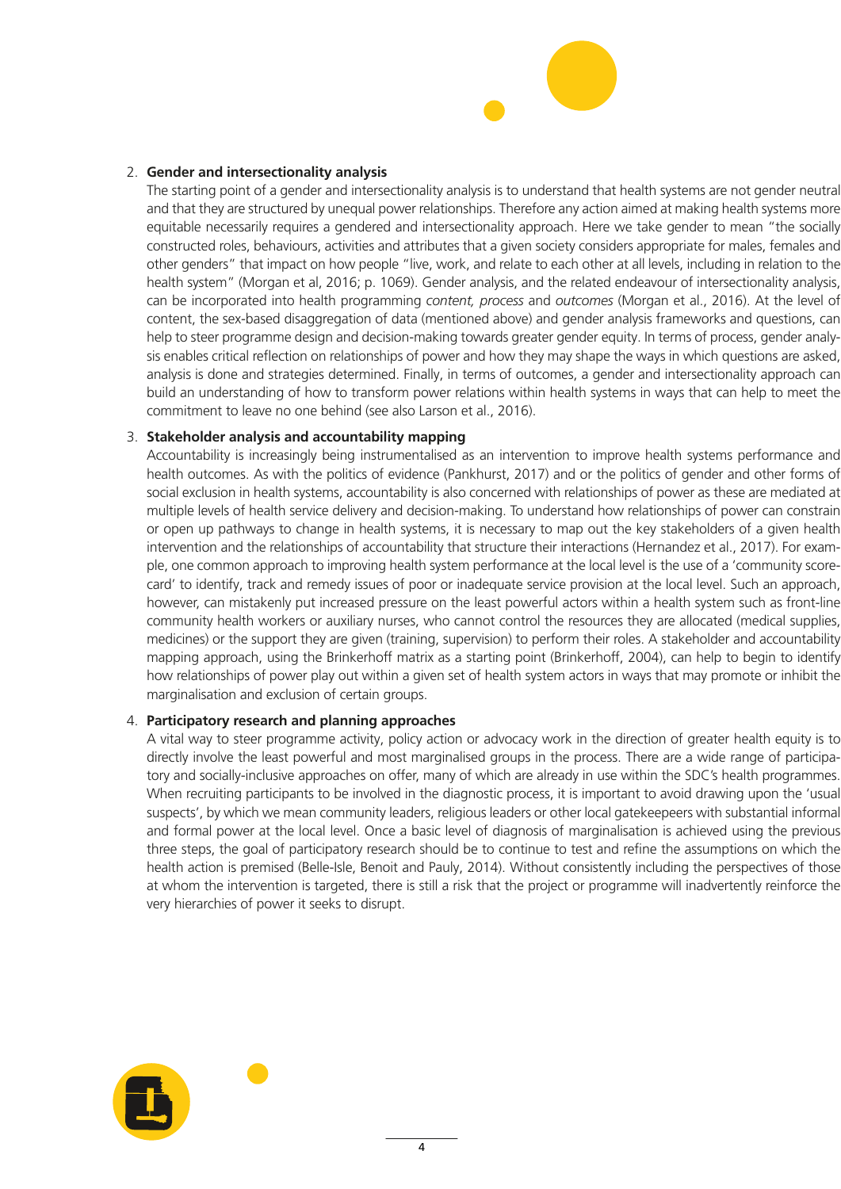2. **Gender and intersectionality analysis**
   The starting point of a gender and intersectionality analysis is to understand that health systems are not gender neutral and that they are structured by unequal power relationships. Therefore any action aimed at making health systems more equitable necessarily requires a gendered and intersectionality approach. Here we take gender to mean "the socially constructed roles, behaviours, activities and attributes that a given society considers appropriate for males, females and other genders" that impact on how people "live, work, and relate to each other at all levels, including in relation to the health system" (Morgan et al, 2016; p. 1069). Gender analysis, and the related endeavour of intersectionality analysis, can be incorporated into health programming *content, process* and *outcomes* (Morgan et al., 2016). At the level of content, the sex-based disaggregation of data (mentioned above) and gender analysis frameworks and questions, can help to steer programme design and decision-making towards greater gender equity. In terms of process, gender analysis enables critical reflection on relationships of power and how they may shape the ways in which questions are asked, analysis is done and strategies determined. Finally, in terms of outcomes, a gender and intersectionality approach can build an understanding of how to transform power relations within health systems in ways that can help to meet the commitment to leave no one behind (see also Larson et al., 2016).

3. **Stakeholder analysis and accountability mapping**
   Accountability is increasingly being instrumentalised as an intervention to improve health systems performance and health outcomes. As with the politics of evidence (Pankhurst, 2017) and or the politics of gender and other forms of social exclusion in health systems, accountability is also concerned with relationships of power as these are mediated at multiple levels of health service delivery and decision-making. To understand how relationships of power can constrain or open up pathways to change in health systems, it is necessary to map out the key stakeholders of a given health intervention and the relationships of accountability that structure their interactions (Hernandez et al., 2017). For example, one common approach to improving health system performance at the local level is the use of a 'community scorecard' to identify, track and remedy issues of poor or inadequate service provision at the local level. Such an approach, however, can mistakenly put increased pressure on the least powerful actors within a health system such as front-line community health workers or auxiliary nurses, who cannot control the resources they are allocated (medical supplies, medicines) or the support they are given (training, supervision) to perform their roles. A stakeholder and accountability mapping approach, using the Brinkerhoff matrix as a starting point (Brinkerhoff, 2004), can help to begin to identify how relationships of power play out within a given set of health system actors in ways that may promote or inhibit the marginalisation and exclusion of certain groups.

4. **Participatory research and planning approaches**
   A vital way to steer programme activity, policy action or advocacy work in the direction of greater health equity is to directly involve the least powerful and most marginalised groups in the process. There are a wide range of participatory and socially-inclusive approaches on offer, many of which are already in use within the SDC's health programmes. When recruiting participants to be involved in the diagnostic process, it is important to avoid drawing upon the 'usual suspects', by which we mean community leaders, religious leaders or other local gatekeepeers with substantial informal and formal power at the local level. Once a basic level of diagnosis of marginalisation is achieved using the previous three steps, the goal of participatory research should be to continue to test and refine the assumptions on which the health action is premised (Belle-Isle, Benoit and Pauly, 2014). Without consistently including the perspectives of those at whom the intervention is targeted, there is still a risk that the project or programme will inadvertently reinforce the very hierarchies of power it seeks to disrupt.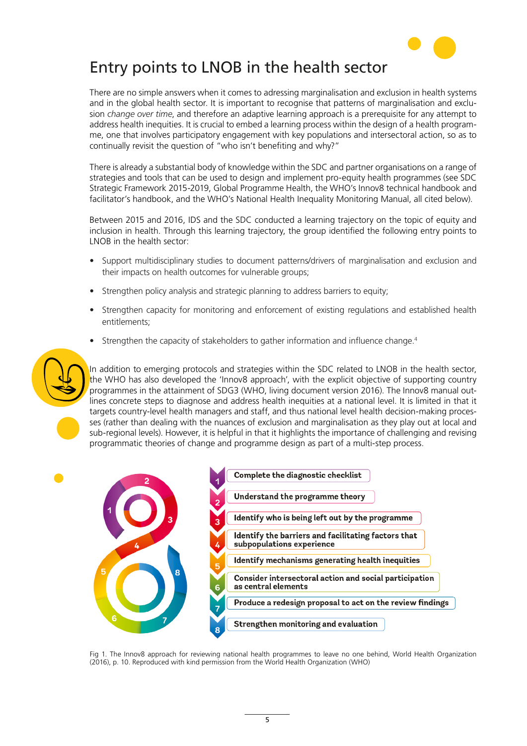# Entry points to LNOB in the health sector

There are no simple answers when it comes to adressing marginalisation and exclusion in health systems and in the global health sector. It is important to recognise that patterns of marginalisation and exclusion *change over time*, and therefore an adaptive learning approach is a prerequisite for any attempt to address health inequities. It is crucial to embed a learning process within the design of a health programme, one that involves participatory engagement with key populations and intersectoral action, so as to continually revisit the question of "who isn't benefiting and why?"

There is already a substantial body of knowledge within the SDC and partner organisations on a range of strategies and tools that can be used to design and implement pro-equity health programmes (see SDC Strategic Framework 2015-2019, Global Programme Health, the WHO's Innov8 technical handbook and facilitator's handbook, and the WHO's National Health Inequality Monitoring Manual, all cited below).

Between 2015 and 2016, IDS and the SDC conducted a learning trajectory on the topic of equity and inclusion in health. Through this learning trajectory, the group identified the following entry points to LNOB in the health sector:

- Support multidisciplinary studies to document patterns/drivers of marginalisation and exclusion and their impacts on health outcomes for vulnerable groups;
- Strengthen policy analysis and strategic planning to address barriers to equity;
- Strengthen capacity for monitoring and enforcement of existing regulations and established health entitlements;
- Strengthen the capacity of stakeholders to gather information and influence change.[4]

In addition to emerging protocols and strategies within the SDC related to LNOB in the health sector, the WHO has also developed the 'Innov8 approach', with the explicit objective of supporting country programmes in the attainment of SDG3 (WHO, living document version 2016). The Innov8 manual outlines concrete steps to diagnose and address health inequities at a national level. It is limited in that it targets country-level health managers and staff, and thus national level health decision-making processes (rather than dealing with the nuances of exclusion and marginalisation as they play out at local and sub-regional levels). However, it is helpful in that it highlights the importance of challenging and revising programmatic theories of change and programme design as part of a multi-step process.

1. Complete the diagnostic checklist
2. Understand the programme theory
3. Identify who is being left out by the programme
4. Identify the barriers and facilitating factors that subpopulations experience
5. Identify mechanisms generating health inequities
6. Consider intersectoral action and social participation as central elements
7. Produce a redesign proposal to act on the review findings
8. Strengthen monitoring and evaluation

Fig 1. The Innov8 approach for reviewing national health programmes to leave no one behind, World Health Organization (2016), p. 10. Reproduced with kind permission from the World Health Organization (WHO)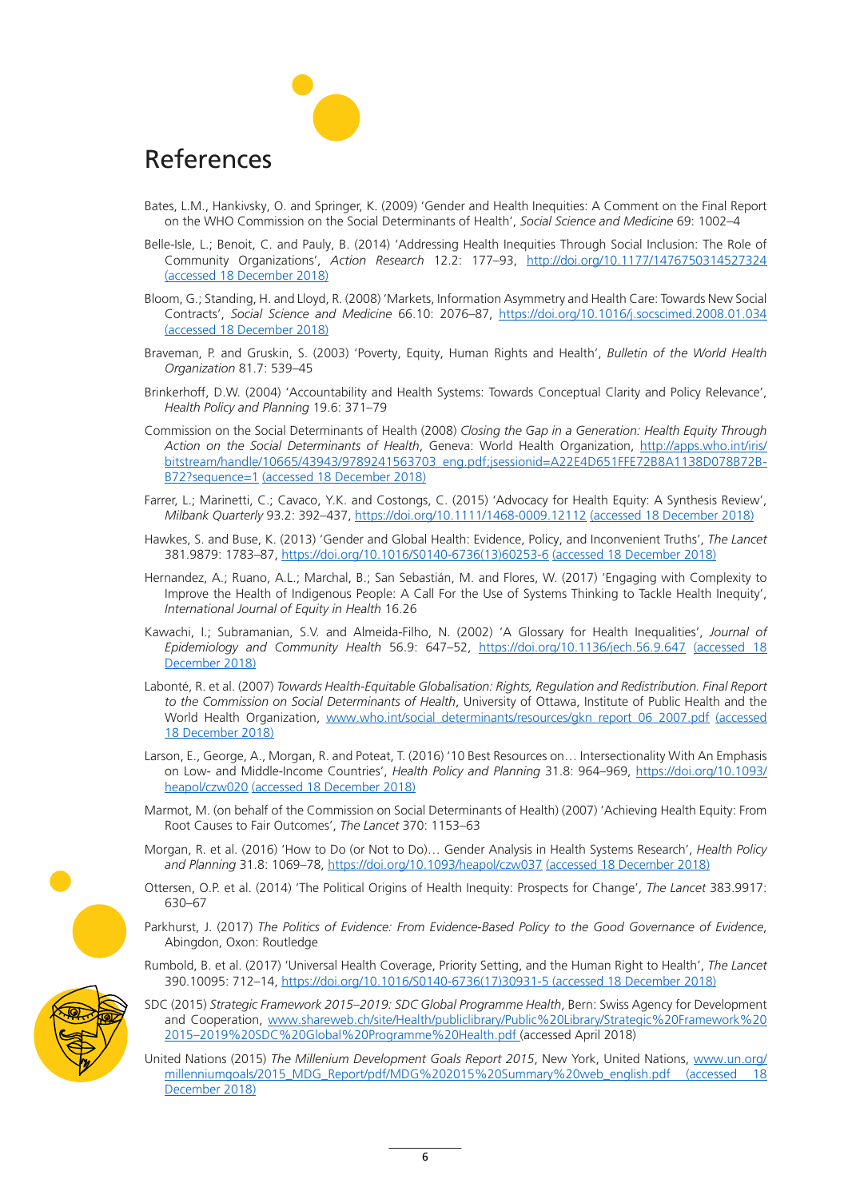# References

Bates, L.M., Hankivsky, O. and Springer, K. (2009) 'Gender and Health Inequities: A Comment on the Final Report on the WHO Commission on the Social Determinants of Health', *Social Science and Medicine* 69: 1002–4

Belle-Isle, L.; Benoit, C. and Pauly, B. (2014) 'Addressing Health Inequities Through Social Inclusion: The Role of Community Organizations', *Action Research* 12.2: 177–93, http://doi.org/10.1177/1476750314527324 (accessed 18 December 2018)

Bloom, G.; Standing, H. and Lloyd, R. (2008) 'Markets, Information Asymmetry and Health Care: Towards New Social Contracts', *Social Science and Medicine* 66.10: 2076–87, https://doi.org/10.1016/j.socscimed.2008.01.034 (accessed 18 December 2018)

Braveman, P. and Gruskin, S. (2003) 'Poverty, Equity, Human Rights and Health', *Bulletin of the World Health Organization* 81.7: 539–45

Brinkerhoff, D.W. (2004) 'Accountability and Health Systems: Towards Conceptual Clarity and Policy Relevance', *Health Policy and Planning* 19.6: 371–79

Commission on the Social Determinants of Health (2008) *Closing the Gap in a Generation: Health Equity Through Action on the Social Determinants of Health*, Geneva: World Health Organization, http://apps.who.int/iris/bitstream/handle/10665/43943/9789241563703_eng.pdf;jsessionid=A22E4D651FFE72B8A1138D078B72B-B72?sequence=1 (accessed 18 December 2018)

Farrer, L.; Marinetti, C.; Cavaco, Y.K. and Costongs, C. (2015) 'Advocacy for Health Equity: A Synthesis Review', *Milbank Quarterly* 93.2: 392–437, https://doi.org/10.1111/1468-0009.12112 (accessed 18 December 2018)

Hawkes, S. and Buse, K. (2013) 'Gender and Global Health: Evidence, Policy, and Inconvenient Truths', *The Lancet* 381.9879: 1783–87, https://doi.org/10.1016/S0140-6736(13)60253-6 (accessed 18 December 2018)

Hernandez, A.; Ruano, A.L.; Marchal, B.; San Sebastián, M. and Flores, W. (2017) 'Engaging with Complexity to Improve the Health of Indigenous People: A Call For the Use of Systems Thinking to Tackle Health Inequity', *International Journal of Equity in Health* 16.26

Kawachi, I.; Subramanian, S.V. and Almeida-Filho, N. (2002) 'A Glossary for Health Inequalities', *Journal of Epidemiology and Community Health* 56.9: 647–52, https://doi.org/10.1136/jech.56.9.647 (accessed 18 December 2018)

Labonté, R. et al. (2007) *Towards Health-Equitable Globalisation: Rights, Regulation and Redistribution. Final Report to the Commission on Social Determinants of Health*, University of Ottawa, Institute of Public Health and the World Health Organization, www.who.int/social_determinants/resources/gkn_report_06_2007.pdf (accessed 18 December 2018)

Larson, E., George, A., Morgan, R. and Poteat, T. (2016) '10 Best Resources on… Intersectionality With An Emphasis on Low- and Middle-Income Countries', *Health Policy and Planning* 31.8: 964–969, https://doi.org/10.1093/heapol/czw020 (accessed 18 December 2018)

Marmot, M. (on behalf of the Commission on Social Determinants of Health) (2007) 'Achieving Health Equity: From Root Causes to Fair Outcomes', *The Lancet* 370: 1153–63

Morgan, R. et al. (2016) 'How to Do (or Not to Do)… Gender Analysis in Health Systems Research', *Health Policy and Planning* 31.8: 1069–78, https://doi.org/10.1093/heapol/czw037 (accessed 18 December 2018)

Ottersen, O.P. et al. (2014) 'The Political Origins of Health Inequity: Prospects for Change', *The Lancet* 383.9917: 630–67

Parkhurst, J. (2017) *The Politics of Evidence: From Evidence-Based Policy to the Good Governance of Evidence*, Abingdon, Oxon: Routledge

Rumbold, B. et al. (2017) 'Universal Health Coverage, Priority Setting, and the Human Right to Health', *The Lancet* 390.10095: 712–14, https://doi.org/10.1016/S0140-6736(17)30931-5 (accessed 18 December 2018)

SDC (2015) *Strategic Framework 2015–2019: SDC Global Programme Health*, Bern: Swiss Agency for Development and Cooperation, www.shareweb.ch/site/Health/publiclibrary/Public%20Library/Strategic%20Framework%202015–2019%20SDC%20Global%20Programme%20Health.pdf (accessed April 2018)

United Nations (2015) *The Millenium Development Goals Report 2015*, New York, United Nations, www.un.org/millenniumgoals/2015_MDG_Report/pdf/MDG%202015%20Summary%20web_english.pdf (accessed 18 December 2018)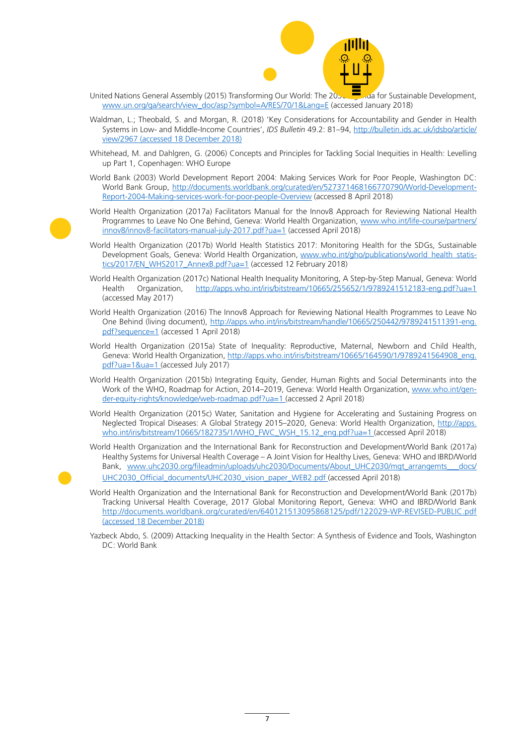United Nations General Assembly (2015) Transforming Our World: The 2030 Agenda for Sustainable Development, www.un.org/ga/search/view_doc/asp?symbol=A/RES/70/1&Lang=E (accessed January 2018)

Waldman, L.; Theobald, S. and Morgan, R. (2018) 'Key Considerations for Accountability and Gender in Health Systems in Low- and Middle-Income Countries', *IDS Bulletin* 49.2: 81–94, http://bulletin.ids.ac.uk/idsbo/article/view/2967 (accessed 18 December 2018)

Whitehead, M. and Dahlgren, G. (2006) Concepts and Principles for Tackling Social Inequities in Health: Levelling up Part 1, Copenhagen: WHO Europe

World Bank (2003) World Development Report 2004: Making Services Work for Poor People, Washington DC: World Bank Group, http://documents.worldbank.org/curated/en/527371468166770790/World-Development-Report-2004-Making-services-work-for-poor-people-Overview (accessed 8 April 2018)

World Health Organization (2017a) Facilitators Manual for the Innov8 Approach for Reviewing National Health Programmes to Leave No One Behind, Geneva: World Health Organization, www.who.int/life-course/partners/innov8/innov8-facilitators-manual-july-2017.pdf?ua=1 (accessed April 2018)

World Health Organization (2017b) World Health Statistics 2017: Monitoring Health for the SDGs, Sustainable Development Goals, Geneva: World Health Organization, www.who.int/gho/publications/world_health_statistics/2017/EN_WHS2017_AnnexB.pdf?ua=1 (accessed 12 February 2018)

World Health Organization (2017c) National Health Inequality Monitoring, A Step-by-Step Manual, Geneva: World Health Organization, http://apps.who.int/iris/bitstream/10665/255652/1/9789241512183-eng.pdf?ua=1 (accessed May 2017)

World Health Organization (2016) The Innov8 Approach for Reviewing National Health Programmes to Leave No One Behind (living document), http://apps.who.int/iris/bitstream/handle/10665/250442/9789241511391-eng.pdf?sequence=1 (accessed 1 April 2018)

World Health Organization (2015a) State of Inequality: Reproductive, Maternal, Newborn and Child Health, Geneva: World Health Organization, http://apps.who.int/iris/bitstream/10665/164590/1/9789241564908_eng.pdf?ua=1&ua=1 (accessed July 2017)

World Health Organization (2015b) Integrating Equity, Gender, Human Rights and Social Determinants into the Work of the WHO, Roadmap for Action, 2014–2019, Geneva: World Health Organization, www.who.int/gender-equity-rights/knowledge/web-roadmap.pdf?ua=1 (accessed 2 April 2018)

World Health Organization (2015c) Water, Sanitation and Hygiene for Accelerating and Sustaining Progress on Neglected Tropical Diseases: A Global Strategy 2015–2020, Geneva: World Health Organization, http://apps.who.int/iris/bitstream/10665/182735/1/WHO_FWC_WSH_15.12_eng.pdf?ua=1 (accessed April 2018)

World Health Organization and the International Bank for Reconstruction and Development/World Bank (2017a) Healthy Systems for Universal Health Coverage – A Joint Vision for Healthy Lives, Geneva: WHO and IBRD/World Bank, www.uhc2030.org/fileadmin/uploads/uhc2030/Documents/About_UHC2030/mgt_arrangemts___docs/UHC2030_Official_documents/UHC2030_vision_paper_WEB2.pdf (accessed April 2018)

World Health Organization and the International Bank for Reconstruction and Development/World Bank (2017b) Tracking Universal Health Coverage, 2017 Global Monitoring Report, Geneva: WHO and IBRD/World Bank http://documents.worldbank.org/curated/en/640121513095868125/pdf/122029-WP-REVISED-PUBLIC.pdf (accessed 18 December 2018)

Yazbeck Abdo, S. (2009) Attacking Inequality in the Health Sector: A Synthesis of Evidence and Tools, Washington DC: World Bank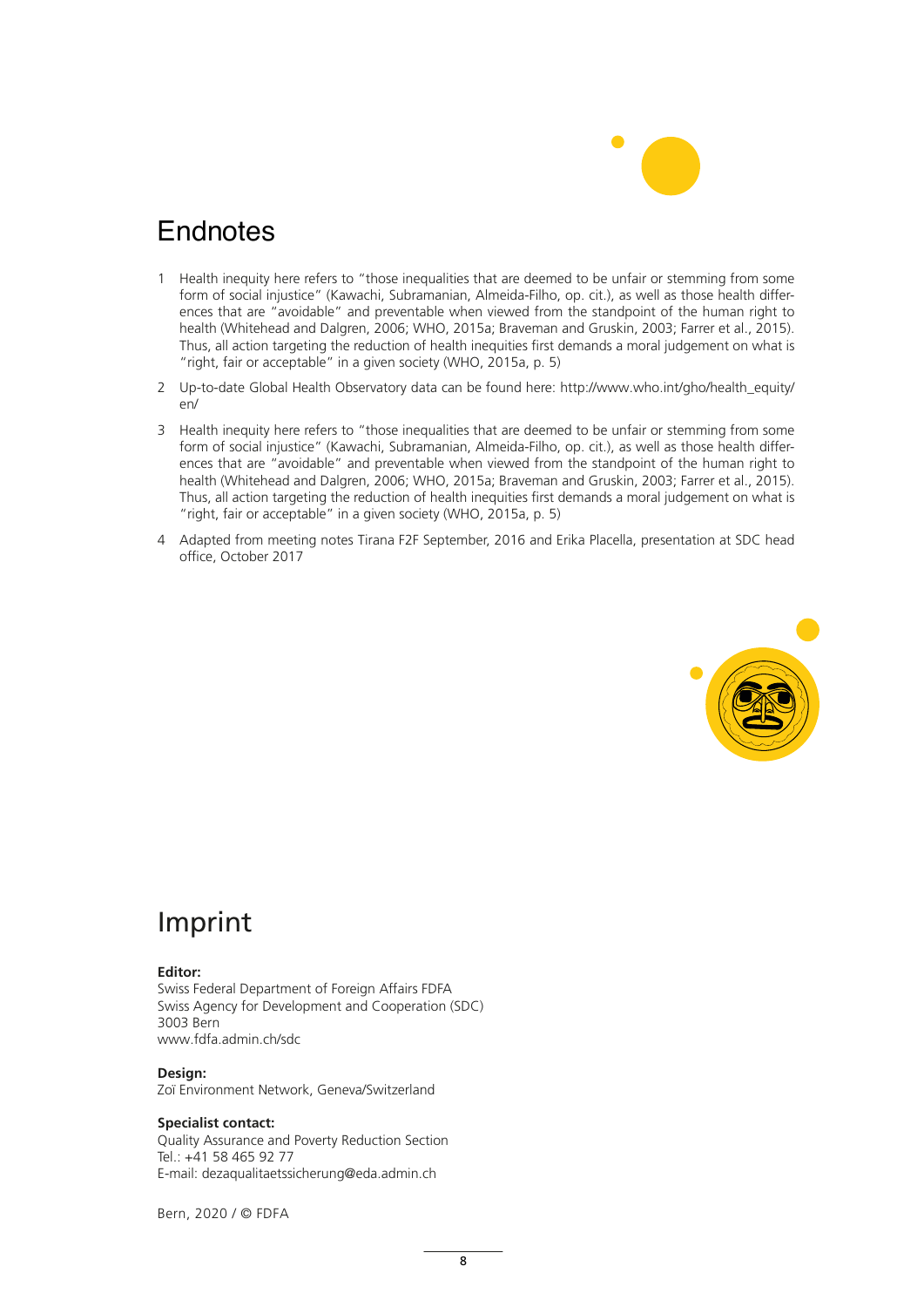# Endnotes

1 Health inequity here refers to "those inequalities that are deemed to be unfair or stemming from some form of social injustice" (Kawachi, Subramanian, Almeida-Filho, op. cit.), as well as those health differences that are "avoidable" and preventable when viewed from the standpoint of the human right to health (Whitehead and Dalgren, 2006; WHO, 2015a; Braveman and Gruskin, 2003; Farrer et al., 2015). Thus, all action targeting the reduction of health inequities first demands a moral judgement on what is "right, fair or acceptable" in a given society (WHO, 2015a, p. 5)

2 Up-to-date Global Health Observatory data can be found here: http://www.who.int/gho/health_equity/en/

3 Health inequity here refers to "those inequalities that are deemed to be unfair or stemming from some form of social injustice" (Kawachi, Subramanian, Almeida-Filho, op. cit.), as well as those health differences that are "avoidable" and preventable when viewed from the standpoint of the human right to health (Whitehead and Dalgren, 2006; WHO, 2015a; Braveman and Gruskin, 2003; Farrer et al., 2015). Thus, all action targeting the reduction of health inequities first demands a moral judgement on what is "right, fair or acceptable" in a given society (WHO, 2015a, p. 5)

4 Adapted from meeting notes Tirana F2F September, 2016 and Erika Placella, presentation at SDC head office, October 2017

# Imprint

**Editor:**
Swiss Federal Department of Foreign Affairs FDFA
Swiss Agency for Development and Cooperation (SDC)
3003 Bern
www.fdfa.admin.ch/sdc

**Design:**
Zoï Environment Network, Geneva/Switzerland

**Specialist contact:**
Quality Assurance and Poverty Reduction Section
Tel.: +41 58 465 92 77
E-mail: dezaqualitaetssicherung@eda.admin.ch

Bern, 2020 / © FDFA